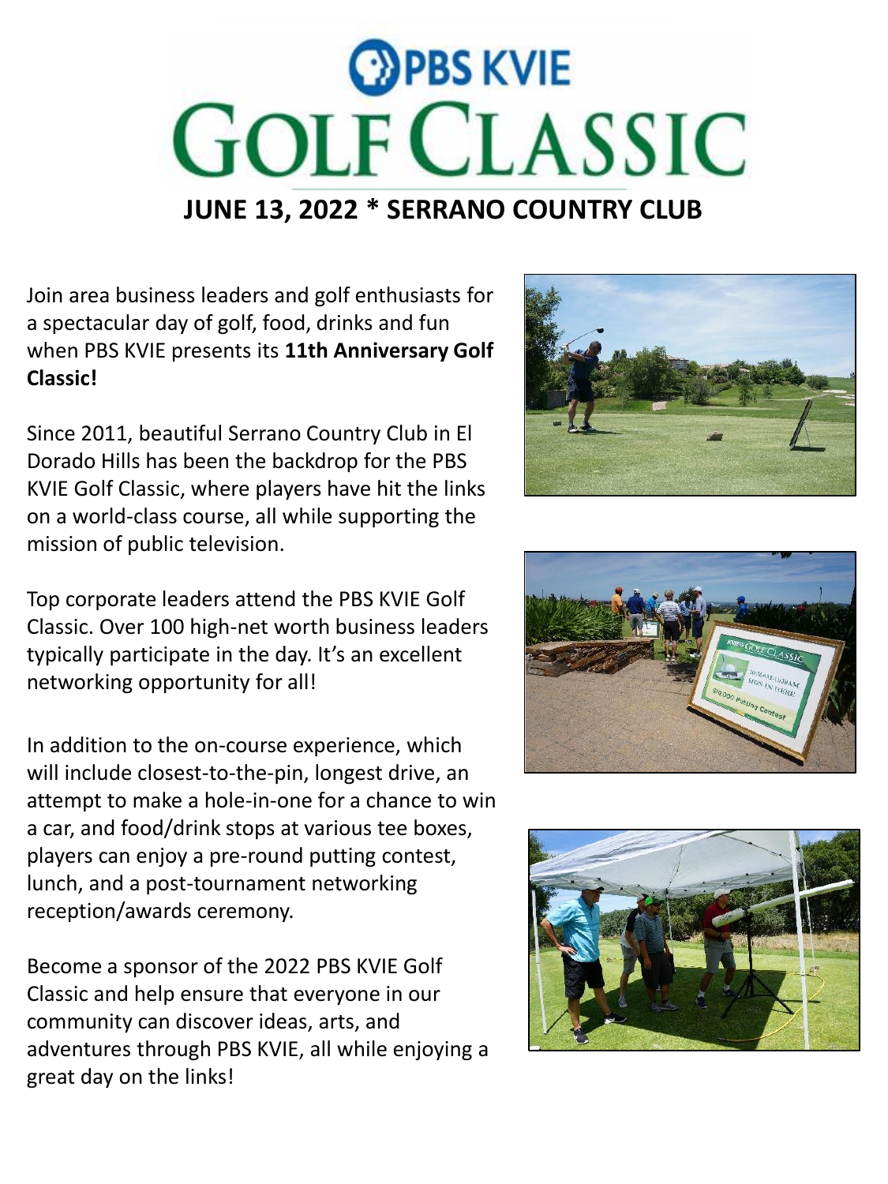# PBS KVIE GOLF CLASSIC

## JUNE 13, 2022 * SERRANO COUNTRY CLUB

Join area business leaders and golf enthusiasts for a spectacular day of golf, food, drinks and fun when PBS KVIE presents its **11th Anniversary Golf Classic!**

Since 2011, beautiful Serrano Country Club in El Dorado Hills has been the backdrop for the PBS KVIE Golf Classic, where players have hit the links on a world-class course, all while supporting the mission of public television.

Top corporate leaders attend the PBS KVIE Golf Classic. Over 100 high-net worth business leaders typically participate in the day. It's an excellent networking opportunity for all!

In addition to the on-course experience, which will include closest-to-the-pin, longest drive, an attempt to make a hole-in-one for a chance to win a car, and food/drink stops at various tee boxes, players can enjoy a pre-round putting contest, lunch, and a post-tournament networking reception/awards ceremony.

Become a sponsor of the 2022 PBS KVIE Golf Classic and help ensure that everyone in our community can discover ideas, arts, and adventures through PBS KVIE, all while enjoying a great day on the links!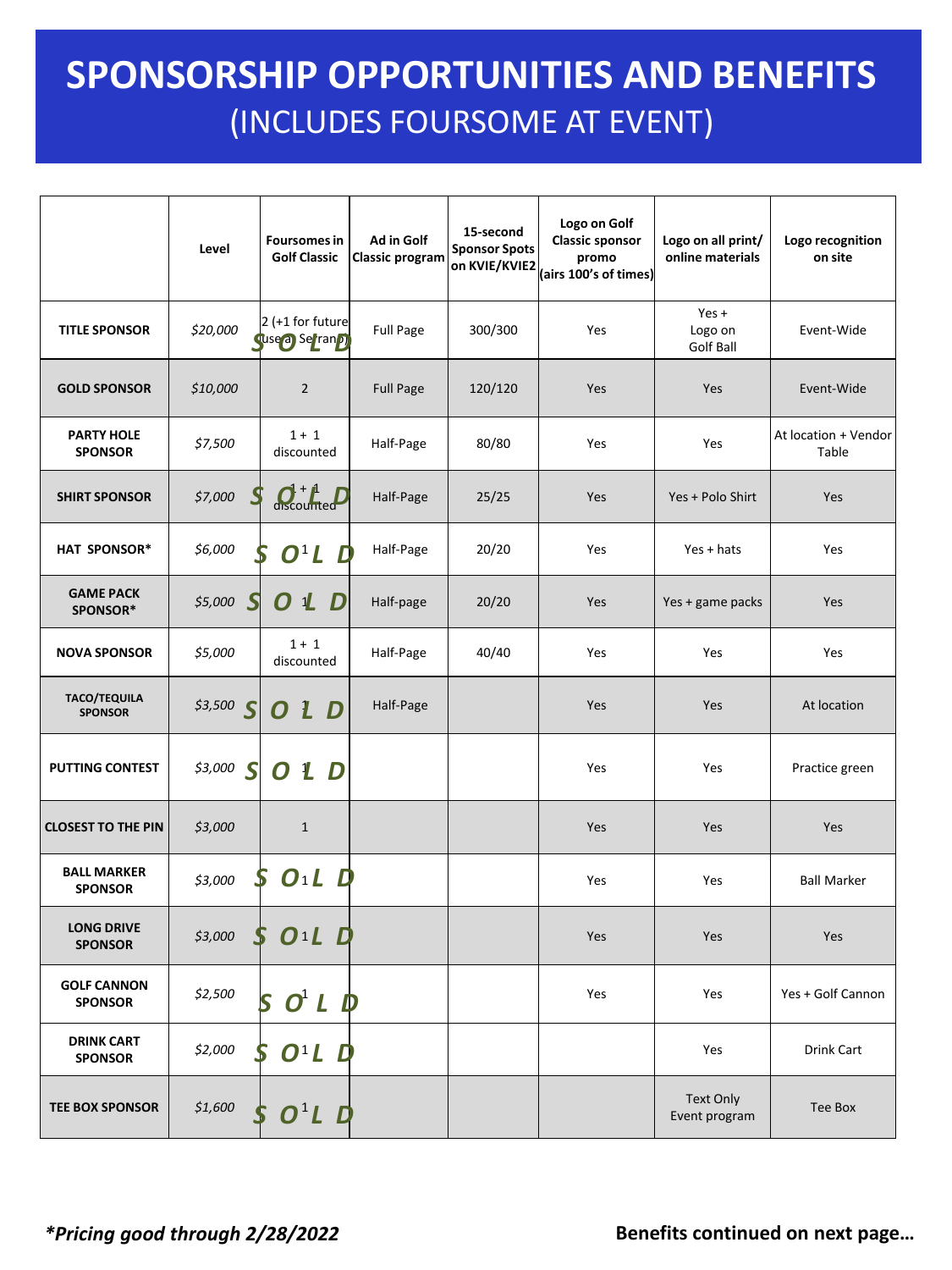# SPONSORSHIP OPPORTUNITIES AND BENEFITS
## (INCLUDES FOURSOME AT EVENT)

| | Level | Foursomes in Golf Classic | Ad in Golf Classic program | 15-second Sponsor Spots on KVIE/KVIE2 | Logo on Golf Classic sponsor promo (airs 100's of times) | Logo on all print/ online materials | Logo recognition on site |
|---|---|---|---|---|---|---|---|
| **TITLE SPONSOR** | *$20,000* | 2 (+1 for future use at Serrano) SOLD | Full Page | 300/300 | Yes | Yes + Logo on Golf Ball | Event-Wide |
| **GOLD SPONSOR** | *$10,000* | 2 | Full Page | 120/120 | Yes | Yes | Event-Wide |
| **PARTY HOLE SPONSOR** | *$7,500* | 1 + 1 discounted | Half-Page | 80/80 | Yes | Yes | At location + Vendor Table |
| **SHIRT SPONSOR** | *$7,000* | 1 + 1 discounted SOLD | Half-Page | 25/25 | Yes | Yes + Polo Shirt | Yes |
| **HAT SPONSOR*** | *$6,000* | 1 SOLD | Half-Page | 20/20 | Yes | Yes + hats | Yes |
| **GAME PACK SPONSOR*** | *$5,000* | 1 SOLD | Half-page | 20/20 | Yes | Yes + game packs | Yes |
| **NOVA SPONSOR** | *$5,000* | 1 + 1 discounted | Half-Page | 40/40 | Yes | Yes | Yes |
| **TACO/TEQUILA SPONSOR** | *$3,500* | 1 SOLD | Half-Page | | Yes | Yes | At location |
| **PUTTING CONTEST** | *$3,000* | 1 SOLD | | | Yes | Yes | Practice green |
| **CLOSEST TO THE PIN** | *$3,000* | 1 | | | Yes | Yes | Yes |
| **BALL MARKER SPONSOR** | *$3,000* | 1 SOLD | | | Yes | Yes | Ball Marker |
| **LONG DRIVE SPONSOR** | *$3,000* | 1 SOLD | | | Yes | Yes | Yes |
| **GOLF CANNON SPONSOR** | *$2,500* | 1 SOLD | | | Yes | Yes | Yes + Golf Cannon |
| **DRINK CART SPONSOR** | *$2,000* | 1 SOLD | | | | Yes | Drink Cart |
| **TEE BOX SPONSOR** | *$1,600* | 1 SOLD | | | | Text Only Event program | Tee Box |

***Pricing good through 2/28/2022**

**Benefits continued on next page…**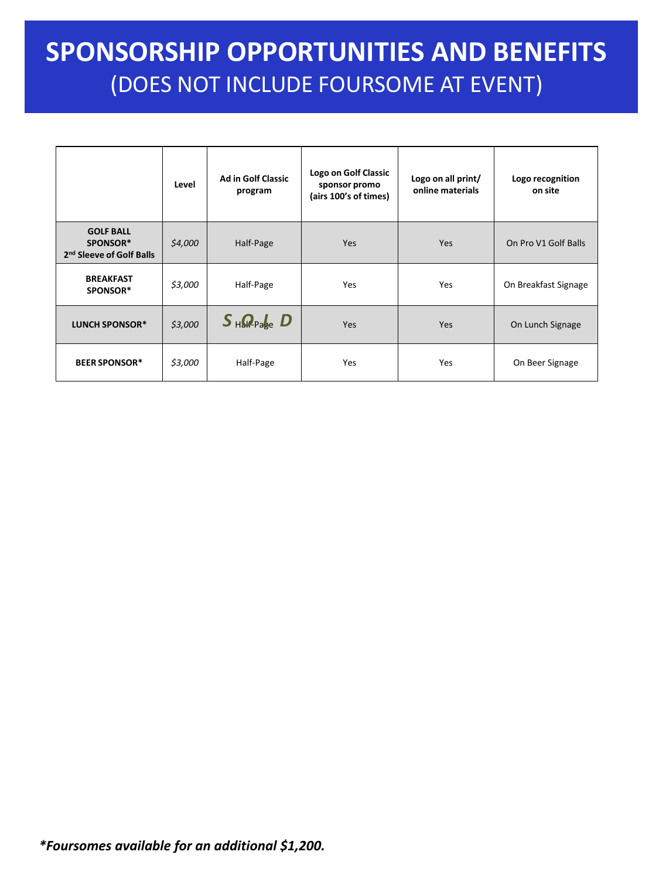# SPONSORSHIP OPPORTUNITIES AND BENEFITS

(DOES NOT INCLUDE FOURSOME AT EVENT)

| | Level | Ad in Golf Classic program | Logo on Golf Classic sponsor promo (airs 100's of times) | Logo on all print/ online materials | Logo recognition on site |
|---|---|---|---|---|---|
| **GOLF BALL SPONSOR*** **2nd Sleeve of Golf Balls** | *$4,000* | Half-Page | Yes | Yes | On Pro V1 Golf Balls |
| **BREAKFAST SPONSOR*** | *$3,000* | Half-Page | Yes | Yes | On Breakfast Signage |
| **LUNCH SPONSOR*** | *$3,000* | ***SOLD*** Half-Page | Yes | Yes | On Lunch Signage |
| **BEER SPONSOR*** | *$3,000* | Half-Page | Yes | Yes | On Beer Signage |

***Foursomes available for an additional $1,200.***